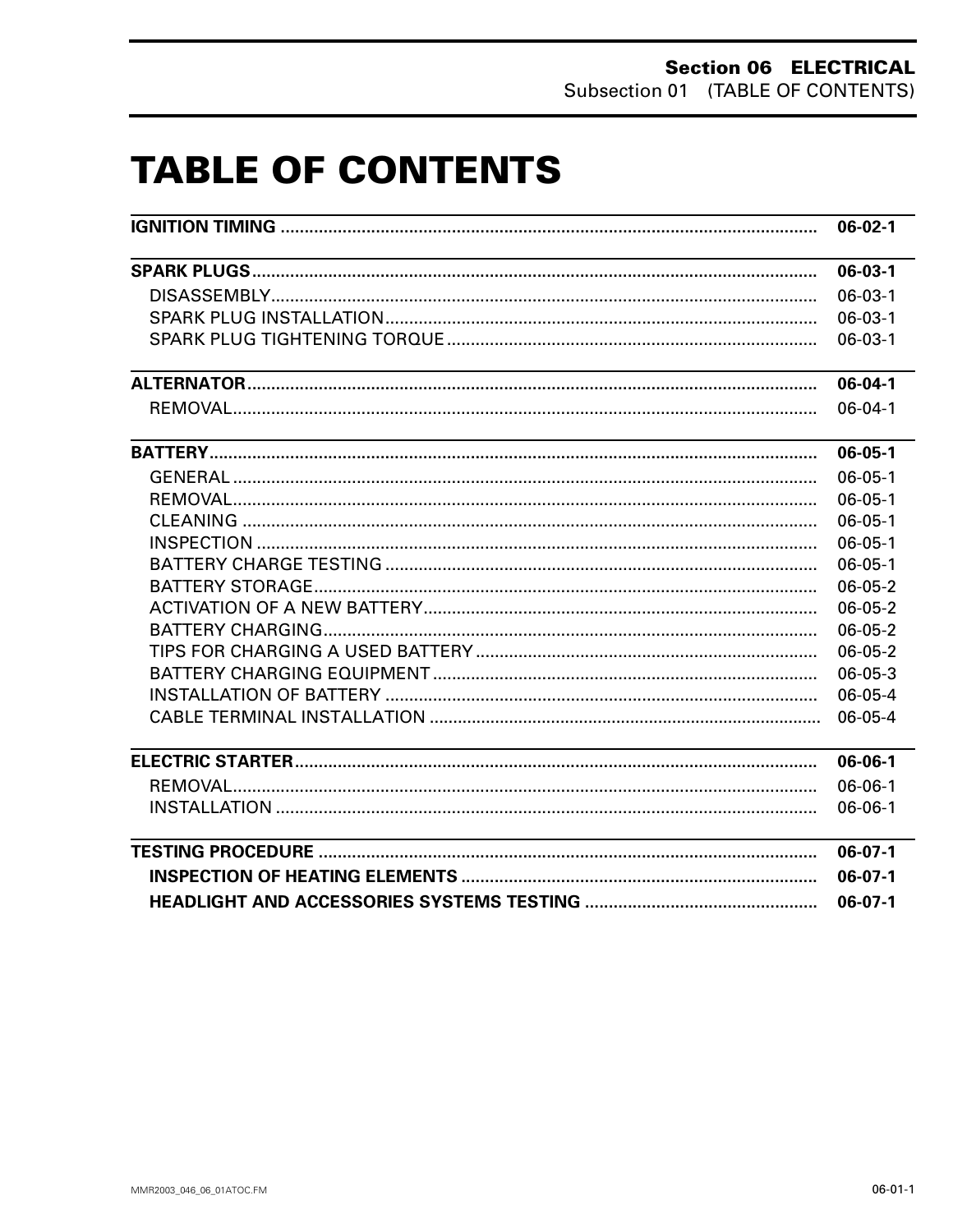# TABLE OF CONTENTS

| | |
|---|---|
| **IGNITION TIMING** | **06-02-1** |
| **SPARK PLUGS** | **06-03-1** |
| DISASSEMBLY | 06-03-1 |
| SPARK PLUG INSTALLATION | 06-03-1 |
| SPARK PLUG TIGHTENING TORQUE | 06-03-1 |
| **ALTERNATOR** | **06-04-1** |
| REMOVAL | 06-04-1 |
| **BATTERY** | **06-05-1** |
| GENERAL | 06-05-1 |
| REMOVAL | 06-05-1 |
| CLEANING | 06-05-1 |
| INSPECTION | 06-05-1 |
| BATTERY CHARGE TESTING | 06-05-1 |
| BATTERY STORAGE | 06-05-2 |
| ACTIVATION OF A NEW BATTERY | 06-05-2 |
| BATTERY CHARGING | 06-05-2 |
| TIPS FOR CHARGING A USED BATTERY | 06-05-2 |
| BATTERY CHARGING EQUIPMENT | 06-05-3 |
| INSTALLATION OF BATTERY | 06-05-4 |
| CABLE TERMINAL INSTALLATION | 06-05-4 |
| **ELECTRIC STARTER** | **06-06-1** |
| REMOVAL | 06-06-1 |
| INSTALLATION | 06-06-1 |
| **TESTING PROCEDURE** | **06-07-1** |
| **INSPECTION OF HEATING ELEMENTS** | **06-07-1** |
| **HEADLIGHT AND ACCESSORIES SYSTEMS TESTING** | **06-07-1** |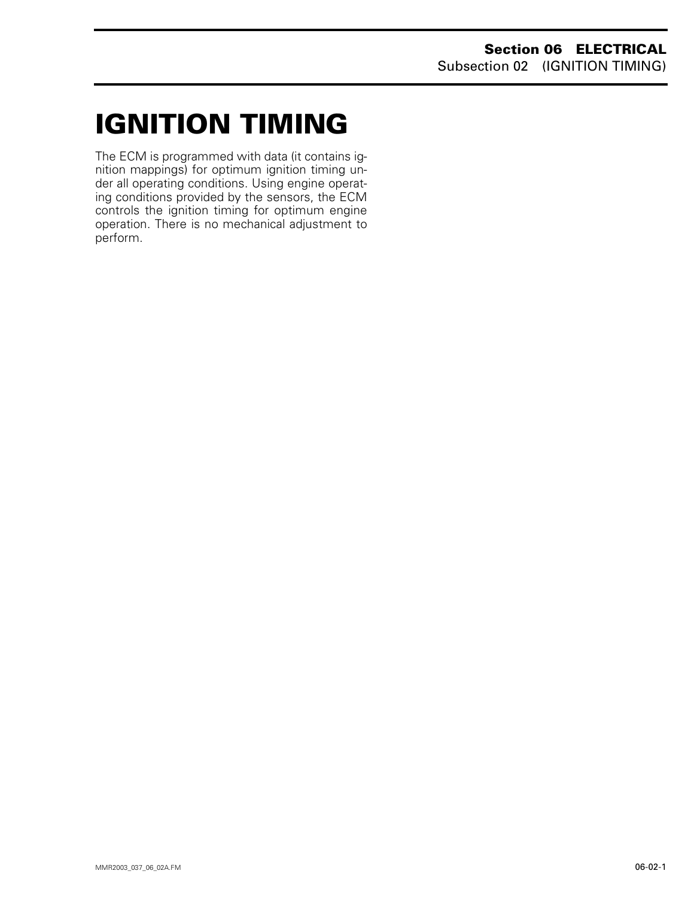# IGNITION TIMING

The ECM is programmed with data (it contains ignition mappings) for optimum ignition timing under all operating conditions. Using engine operating conditions provided by the sensors, the ECM controls the ignition timing for optimum engine operation. There is no mechanical adjustment to perform.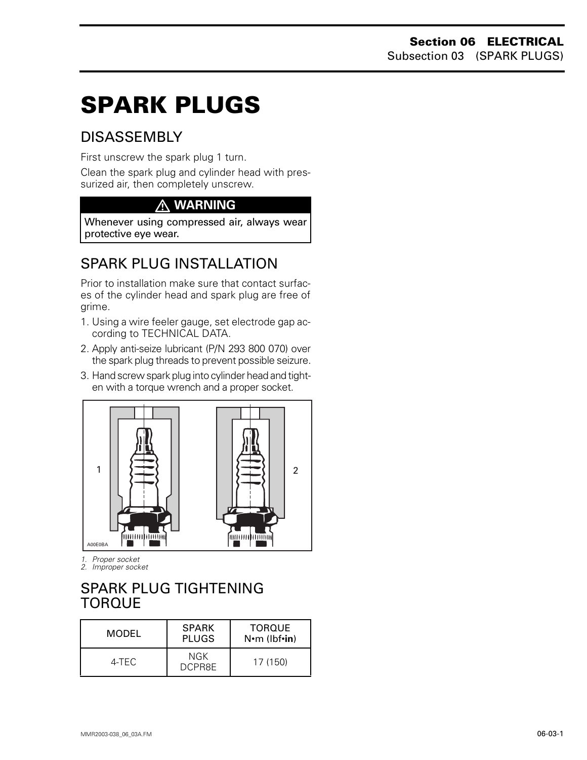# SPARK PLUGS

## DISASSEMBLY

First unscrew the spark plug 1 turn.

Clean the spark plug and cylinder head with pressurized air, then completely unscrew.

**⚠ WARNING**

**Whenever using compressed air, always wear protective eye wear.**

## SPARK PLUG INSTALLATION

Prior to installation make sure that contact surfaces of the cylinder head and spark plug are free of grime.

1. Using a wire feeler gauge, set electrode gap according to TECHNICAL DATA.
2. Apply anti-seize lubricant (P/N 293 800 070) over the spark plug threads to prevent possible seizure.
3. Hand screw spark plug into cylinder head and tighten with a torque wrench and a proper socket.

A00E0BA

*1. Proper socket*
*2. Improper socket*

## SPARK PLUG TIGHTENING TORQUE

| MODEL | SPARK PLUGS | TORQUE N•m (lbf•**in**) |
|---|---|---|
| 4-TEC | NGK DCPR8E | 17 (150) |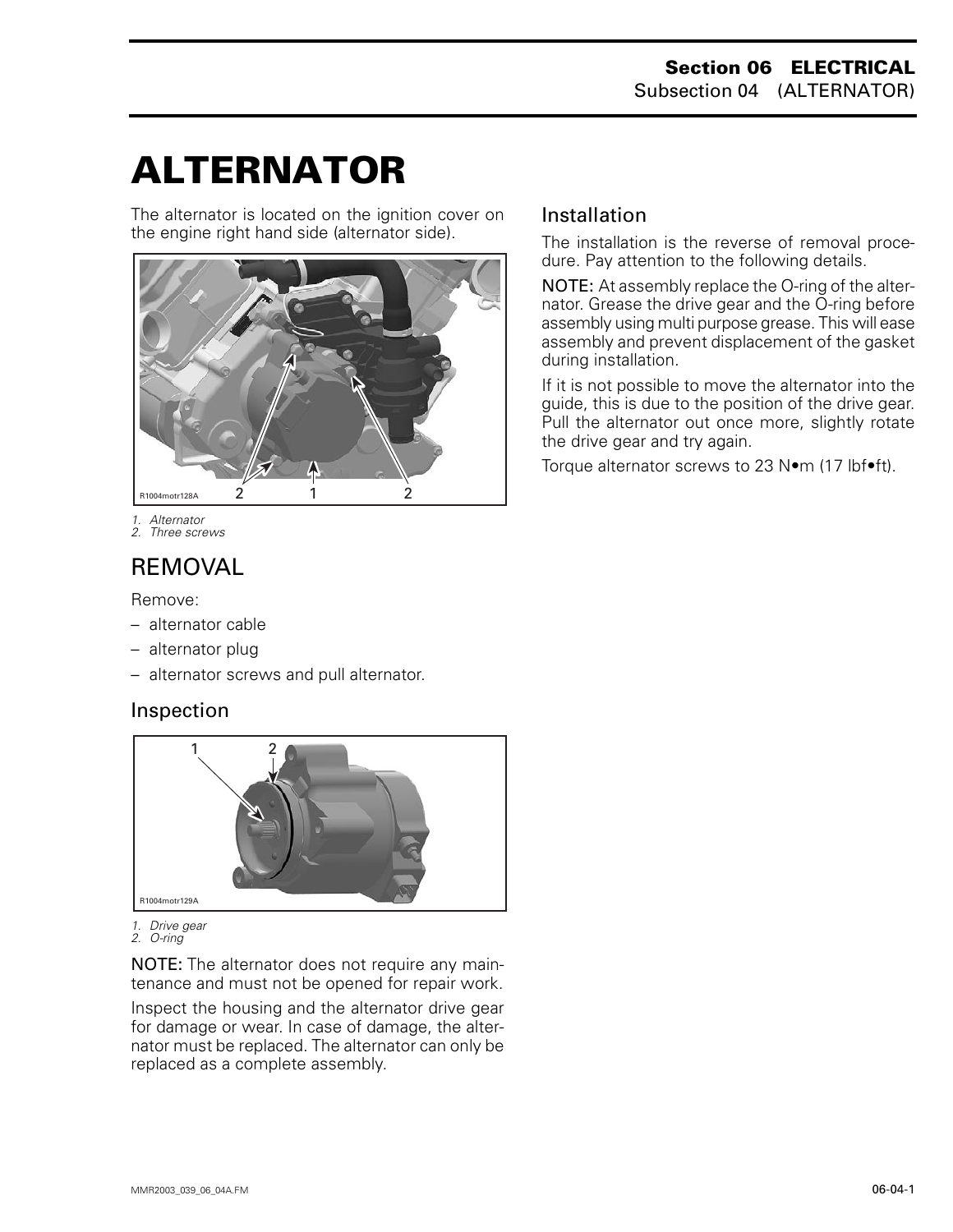# ALTERNATOR

The alternator is located on the ignition cover on the engine right hand side (alternator side).

R1004motr128A

1. Alternator
2. Three screws

## REMOVAL

Remove:

– alternator cable
– alternator plug
– alternator screws and pull alternator.

### Inspection

R1004motr129A

1. Drive gear
2. O-ring

NOTE: The alternator does not require any maintenance and must not be opened for repair work.

Inspect the housing and the alternator drive gear for damage or wear. In case of damage, the alternator must be replaced. The alternator can only be replaced as a complete assembly.

### Installation

The installation is the reverse of removal procedure. Pay attention to the following details.

NOTE: At assembly replace the O-ring of the alternator. Grease the drive gear and the O-ring before assembly using multi purpose grease. This will ease assembly and prevent displacement of the gasket during installation.

If it is not possible to move the alternator into the guide, this is due to the position of the drive gear. Pull the alternator out once more, slightly rotate the drive gear and try again.

Torque alternator screws to 23 N•m (17 lbf•ft).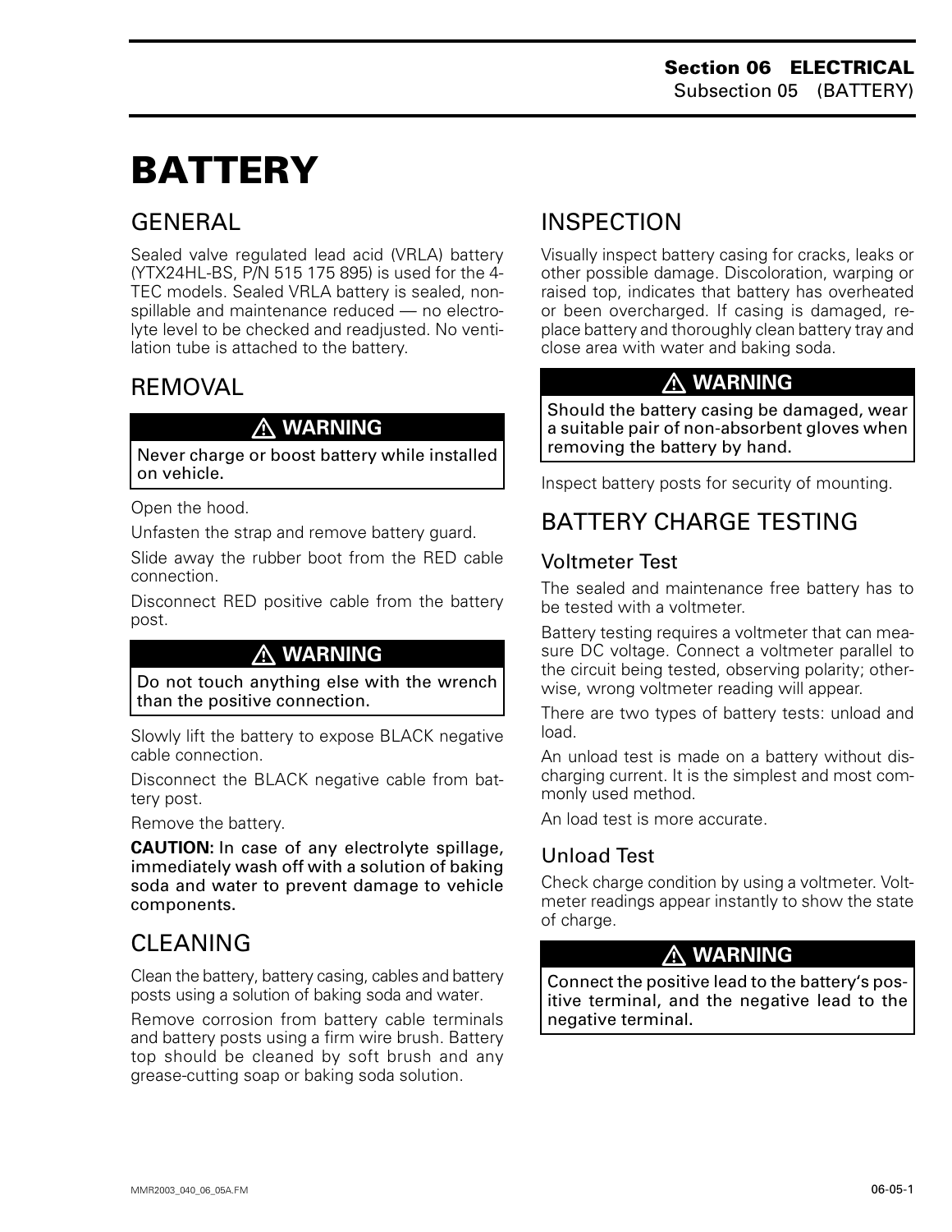# BATTERY

## GENERAL

Sealed valve regulated lead acid (VRLA) battery (YTX24HL-BS, P/N 515 175 895) is used for the 4-TEC models. Sealed VRLA battery is sealed, non-spillable and maintenance reduced — no electrolyte level to be checked and readjusted. No ventilation tube is attached to the battery.

## REMOVAL

**⚠ WARNING**

**Never charge or boost battery while installed on vehicle.**

Open the hood.

Unfasten the strap and remove battery guard.

Slide away the rubber boot from the RED cable connection.

Disconnect RED positive cable from the battery post.

**⚠ WARNING**

**Do not touch anything else with the wrench than the positive connection.**

Slowly lift the battery to expose BLACK negative cable connection.

Disconnect the BLACK negative cable from battery post.

Remove the battery.

**CAUTION:** **In case of any electrolyte spillage, immediately wash off with a solution of baking soda and water to prevent damage to vehicle components.**

## CLEANING

Clean the battery, battery casing, cables and battery posts using a solution of baking soda and water.

Remove corrosion from battery cable terminals and battery posts using a firm wire brush. Battery top should be cleaned by soft brush and any grease-cutting soap or baking soda solution.

## INSPECTION

Visually inspect battery casing for cracks, leaks or other possible damage. Discoloration, warping or raised top, indicates that battery has overheated or been overcharged. If casing is damaged, replace battery and thoroughly clean battery tray and close area with water and baking soda.

**⚠ WARNING**

**Should the battery casing be damaged, wear a suitable pair of non-absorbent gloves when removing the battery by hand.**

Inspect battery posts for security of mounting.

## BATTERY CHARGE TESTING

### Voltmeter Test

The sealed and maintenance free battery has to be tested with a voltmeter.

Battery testing requires a voltmeter that can measure DC voltage. Connect a voltmeter parallel to the circuit being tested, observing polarity; otherwise, wrong voltmeter reading will appear.

There are two types of battery tests: unload and load.

An unload test is made on a battery without discharging current. It is the simplest and most commonly used method.

An load test is more accurate.

### Unload Test

Check charge condition by using a voltmeter. Voltmeter readings appear instantly to show the state of charge.

**⚠ WARNING**

**Connect the positive lead to the battery's positive terminal, and the negative lead to the negative terminal.**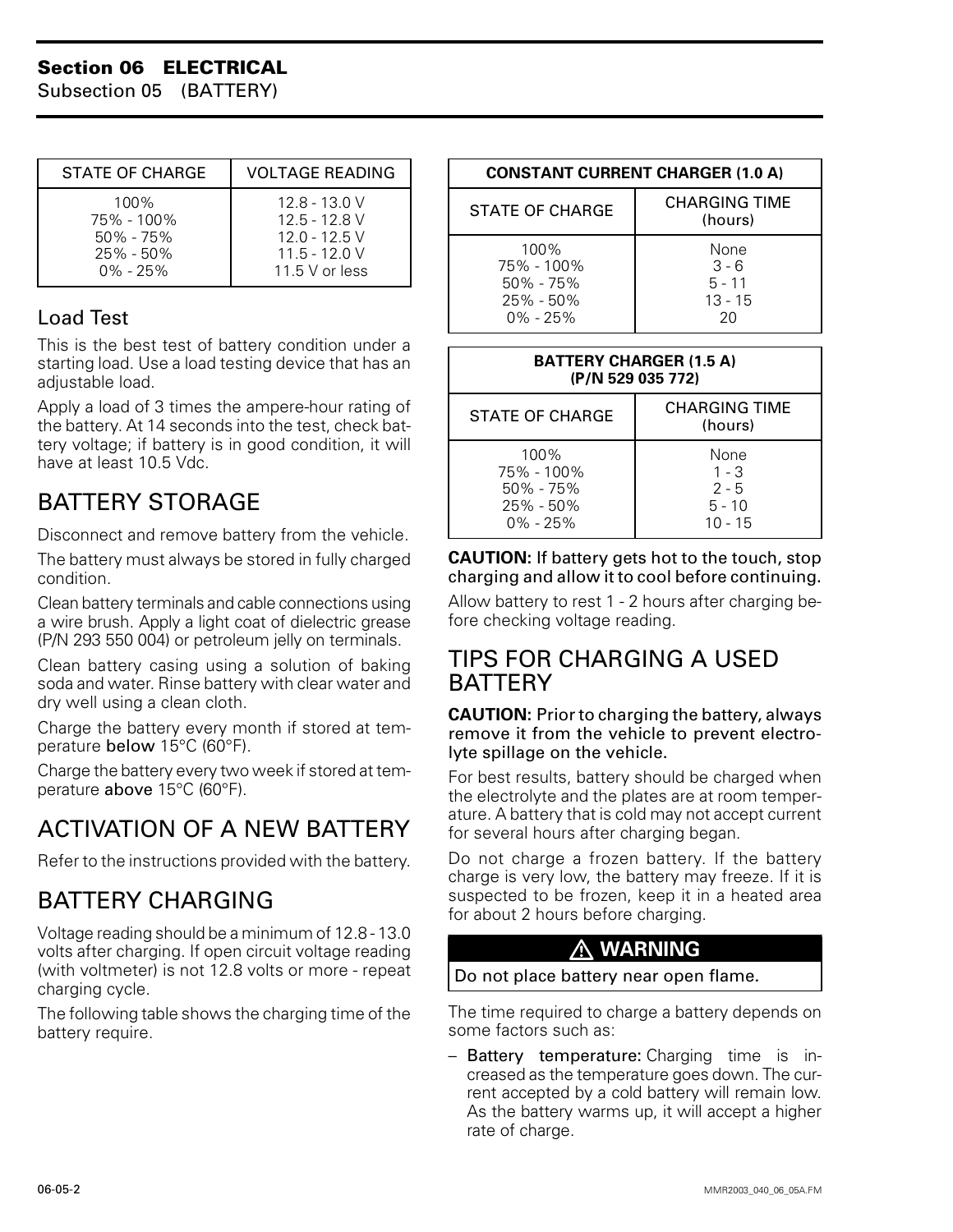| STATE OF CHARGE | VOLTAGE READING |
|---|---|
| 100% | 12.8 - 13.0 V |
| 75% - 100% | 12.5 - 12.8 V |
| 50% - 75% | 12.0 - 12.5 V |
| 25% - 50% | 11.5 - 12.0 V |
| 0% - 25% | 11.5 V or less |

### Load Test

This is the best test of battery condition under a starting load. Use a load testing device that has an adjustable load.

Apply a load of 3 times the ampere-hour rating of the battery. At 14 seconds into the test, check battery voltage; if battery is in good condition, it will have at least 10.5 Vdc.

## BATTERY STORAGE

Disconnect and remove battery from the vehicle.

The battery must always be stored in fully charged condition.

Clean battery terminals and cable connections using a wire brush. Apply a light coat of dielectric grease (P/N 293 550 004) or petroleum jelly on terminals.

Clean battery casing using a solution of baking soda and water. Rinse battery with clear water and dry well using a clean cloth.

Charge the battery every month if stored at temperature **below** 15°C (60°F).

Charge the battery every two week if stored at temperature **above** 15°C (60°F).

## ACTIVATION OF A NEW BATTERY

Refer to the instructions provided with the battery.

## BATTERY CHARGING

Voltage reading should be a minimum of 12.8 - 13.0 volts after charging. If open circuit voltage reading (with voltmeter) is not 12.8 volts or more - repeat charging cycle.

The following table shows the charging time of the battery require.

| CONSTANT CURRENT CHARGER (1.0 A) | |
|---|---|
| STATE OF CHARGE | CHARGING TIME (hours) |
| 100% | None |
| 75% - 100% | 3 - 6 |
| 50% - 75% | 5 - 11 |
| 25% - 50% | 13 - 15 |
| 0% - 25% | 20 |

| BATTERY CHARGER (1.5 A) (P/N 529 035 772) | |
|---|---|
| STATE OF CHARGE | CHARGING TIME (hours) |
| 100% | None |
| 75% - 100% | 1 - 3 |
| 50% - 75% | 2 - 5 |
| 25% - 50% | 5 - 10 |
| 0% - 25% | 10 - 15 |

**CAUTION: If battery gets hot to the touch, stop charging and allow it to cool before continuing.**

Allow battery to rest 1 - 2 hours after charging before checking voltage reading.

## TIPS FOR CHARGING A USED BATTERY

**CAUTION: Prior to charging the battery, always remove it from the vehicle to prevent electrolyte spillage on the vehicle.**

For best results, battery should be charged when the electrolyte and the plates are at room temperature. A battery that is cold may not accept current for several hours after charging began.

Do not charge a frozen battery. If the battery charge is very low, the battery may freeze. If it is suspected to be frozen, keep it in a heated area for about 2 hours before charging.

**⚠ WARNING**

Do not place battery near open flame.

The time required to charge a battery depends on some factors such as:

– **Battery temperature:** Charging time is increased as the temperature goes down. The current accepted by a cold battery will remain low. As the battery warms up, it will accept a higher rate of charge.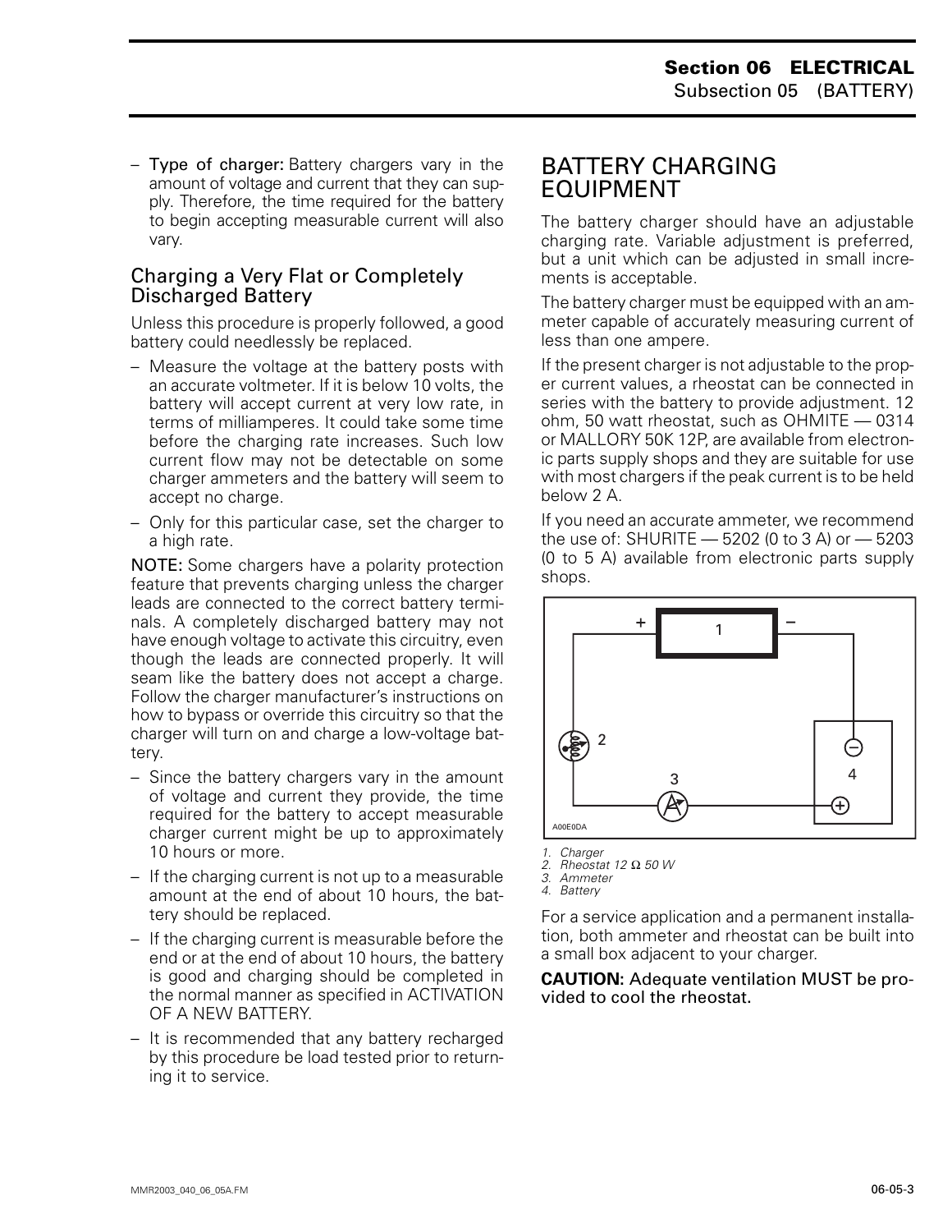– **Type of charger:** Battery chargers vary in the amount of voltage and current that they can supply. Therefore, the time required for the battery to begin accepting measurable current will also vary.

### Charging a Very Flat or Completely Discharged Battery

Unless this procedure is properly followed, a good battery could needlessly be replaced.

– Measure the voltage at the battery posts with an accurate voltmeter. If it is below 10 volts, the battery will accept current at very low rate, in terms of milliamperes. It could take some time before the charging rate increases. Such low current flow may not be detectable on some charger ammeters and the battery will seem to accept no charge.

– Only for this particular case, set the charger to a high rate.

**NOTE:** Some chargers have a polarity protection feature that prevents charging unless the charger leads are connected to the correct battery terminals. A completely discharged battery may not have enough voltage to activate this circuitry, even though the leads are connected properly. It will seam like the battery does not accept a charge. Follow the charger manufacturer's instructions on how to bypass or override this circuitry so that the charger will turn on and charge a low-voltage battery.

– Since the battery chargers vary in the amount of voltage and current they provide, the time required for the battery to accept measurable charger current might be up to approximately 10 hours or more.

– If the charging current is not up to a measurable amount at the end of about 10 hours, the battery should be replaced.

– If the charging current is measurable before the end or at the end of about 10 hours, the battery is good and charging should be completed in the normal manner as specified in ACTIVATION OF A NEW BATTERY.

– It is recommended that any battery recharged by this procedure be load tested prior to returning it to service.

## BATTERY CHARGING EQUIPMENT

The battery charger should have an adjustable charging rate. Variable adjustment is preferred, but a unit which can be adjusted in small increments is acceptable.

The battery charger must be equipped with an ammeter capable of accurately measuring current of less than one ampere.

If the present charger is not adjustable to the proper current values, a rheostat can be connected in series with the battery to provide adjustment. 12 ohm, 50 watt rheostat, such as OHMITE — 0314 or MALLORY 50K 12P, are available from electronic parts supply shops and they are suitable for use with most chargers if the peak current is to be held below 2 A.

If you need an accurate ammeter, we recommend the use of: SHURITE — 5202 (0 to 3 A) or — 5203 (0 to 5 A) available from electronic parts supply shops.

A00E0DA

*1. Charger*
*2. Rheostat 12 Ω 50 W*
*3. Ammeter*
*4. Battery*

For a service application and a permanent installation, both ammeter and rheostat can be built into a small box adjacent to your charger.

**CAUTION: Adequate ventilation MUST be provided to cool the rheostat.**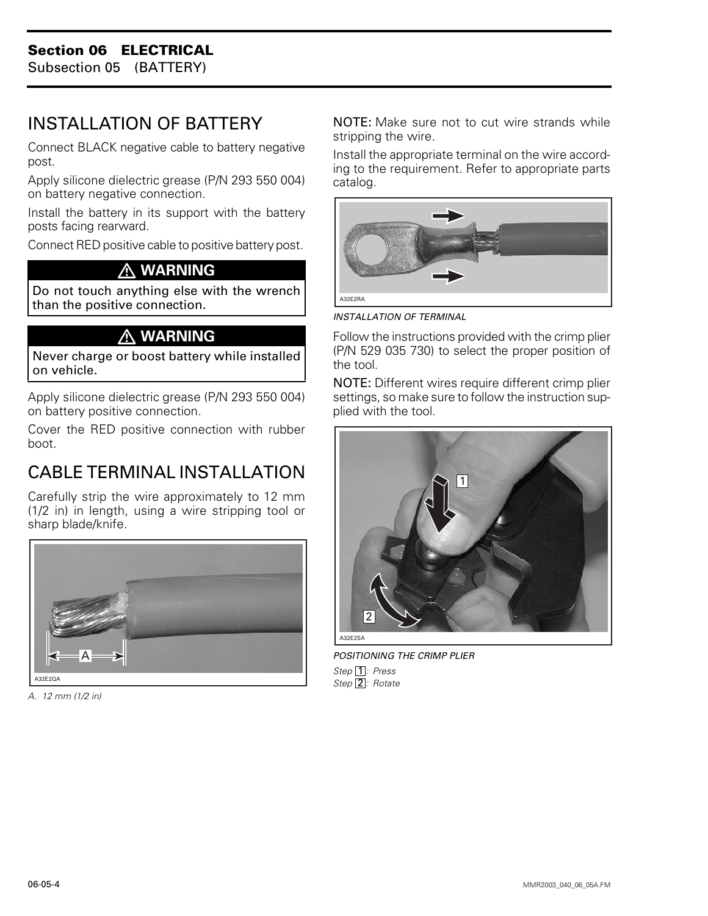## INSTALLATION OF BATTERY

Connect BLACK negative cable to battery negative post.

Apply silicone dielectric grease (P/N 293 550 004) on battery negative connection.

Install the battery in its support with the battery posts facing rearward.

Connect RED positive cable to positive battery post.

**⚠ WARNING**

**Do not touch anything else with the wrench than the positive connection.**

**⚠ WARNING**

**Never charge or boost battery while installed on vehicle.**

Apply silicone dielectric grease (P/N 293 550 004) on battery positive connection.

Cover the RED positive connection with rubber boot.

## CABLE TERMINAL INSTALLATION

Carefully strip the wire approximately to 12 mm (1/2 in) in length, using a wire stripping tool or sharp blade/knife.

A32E2QA

*A. 12 mm (1/2 in)*

NOTE: Make sure not to cut wire strands while stripping the wire.

Install the appropriate terminal on the wire according to the requirement. Refer to appropriate parts catalog.

A32E2RA

*INSTALLATION OF TERMINAL*

Follow the instructions provided with the crimp plier (P/N 529 035 730) to select the proper position of the tool.

NOTE: Different wires require different crimp plier settings, so make sure to follow the instruction supplied with the tool.

A32E2SA

*POSITIONING THE CRIMP PLIER*

*Step 1: Press*

*Step 2: Rotate*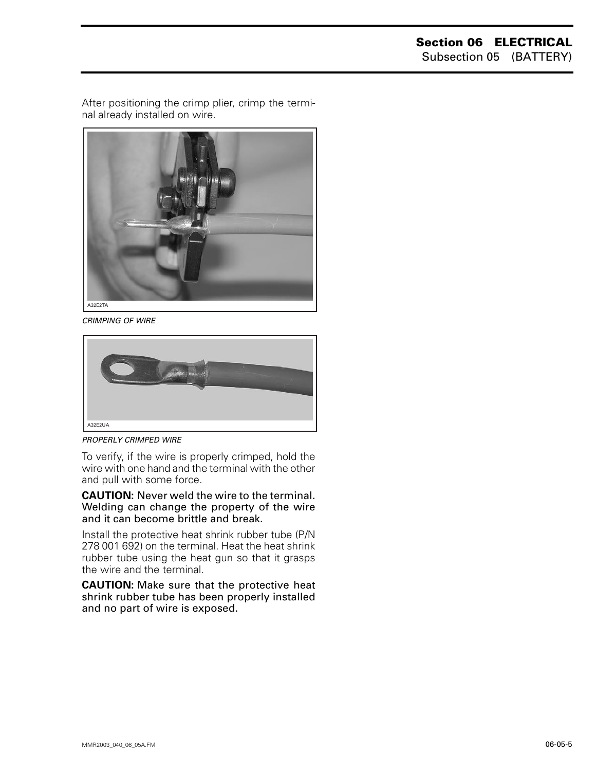After positioning the crimp plier, crimp the terminal already installed on wire.

A32E2TA

*CRIMPING OF WIRE*

A32E2UA

*PROPERLY CRIMPED WIRE*

To verify, if the wire is properly crimped, hold the wire with one hand and the terminal with the other and pull with some force.

**CAUTION:** Never weld the wire to the terminal. Welding can change the property of the wire and it can become brittle and break.

Install the protective heat shrink rubber tube (P/N 278 001 692) on the terminal. Heat the heat shrink rubber tube using the heat gun so that it grasps the wire and the terminal.

**CAUTION:** Make sure that the protective heat shrink rubber tube has been properly installed and no part of wire is exposed.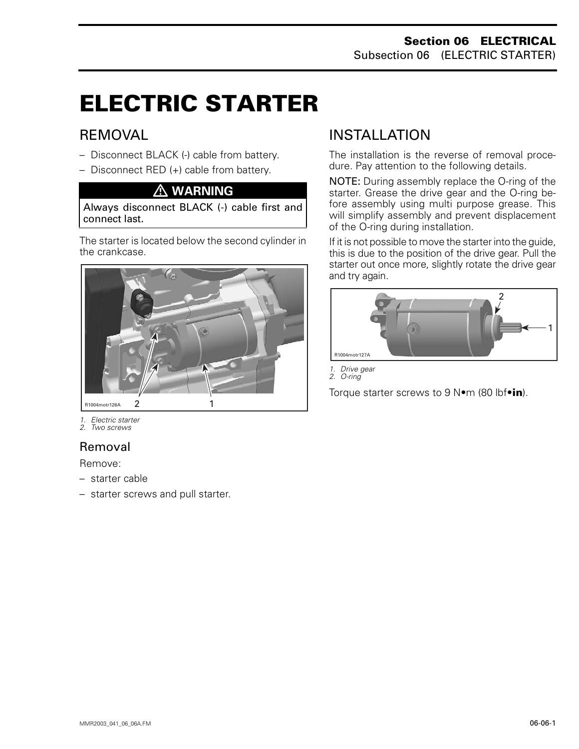# ELECTRIC STARTER

## REMOVAL

– Disconnect BLACK (-) cable from battery.
– Disconnect RED (+) cable from battery.

**⚠ WARNING**

Always disconnect BLACK (-) cable first and connect last.

The starter is located below the second cylinder in the crankcase.

R1004motr126A

*1. Electric starter*
*2. Two screws*

### Removal

Remove:

– starter cable
– starter screws and pull starter.

## INSTALLATION

The installation is the reverse of removal procedure. Pay attention to the following details.

**NOTE:** During assembly replace the O-ring of the starter. Grease the drive gear and the O-ring before assembly using multi purpose grease. This will simplify assembly and prevent displacement of the O-ring during installation.

If it is not possible to move the starter into the guide, this is due to the position of the drive gear. Pull the starter out once more, slightly rotate the drive gear and try again.

R1004motr127A

*1. Drive gear*
*2. O-ring*

Torque starter screws to 9 N•m (80 lbf•**in**).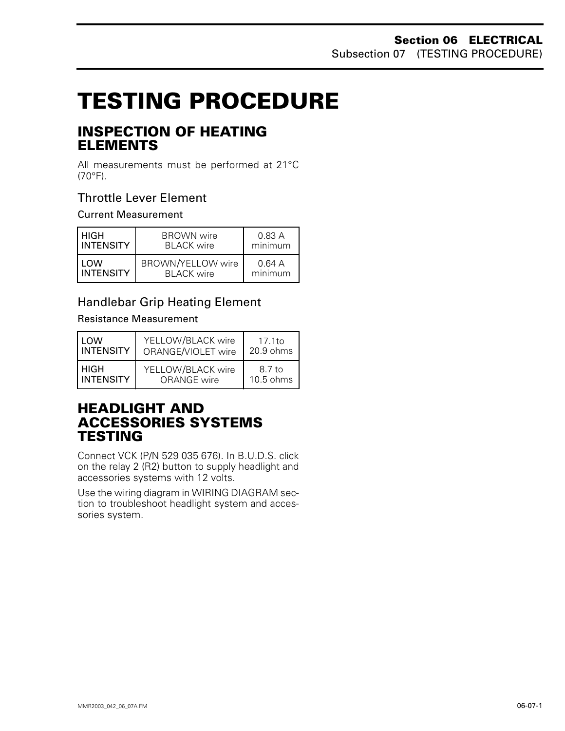# TESTING PROCEDURE

## INSPECTION OF HEATING ELEMENTS

All measurements must be performed at 21°C (70°F).

### Throttle Lever Element

#### Current Measurement

| | | |
|---|---|---|
| HIGH INTENSITY | BROWN wire BLACK wire | 0.83 A minimum |
| LOW INTENSITY | BROWN/YELLOW wire BLACK wire | 0.64 A minimum |

### Handlebar Grip Heating Element

#### Resistance Measurement

| | | |
|---|---|---|
| LOW INTENSITY | YELLOW/BLACK wire ORANGE/VIOLET wire | 17.1to 20.9 ohms |
| HIGH INTENSITY | YELLOW/BLACK wire ORANGE wire | 8.7 to 10.5 ohms |

## HEADLIGHT AND ACCESSORIES SYSTEMS TESTING

Connect VCK (P/N 529 035 676). In B.U.D.S. click on the relay 2 (R2) button to supply headlight and accessories systems with 12 volts.

Use the wiring diagram in WIRING DIAGRAM section to troubleshoot headlight system and accessories system.